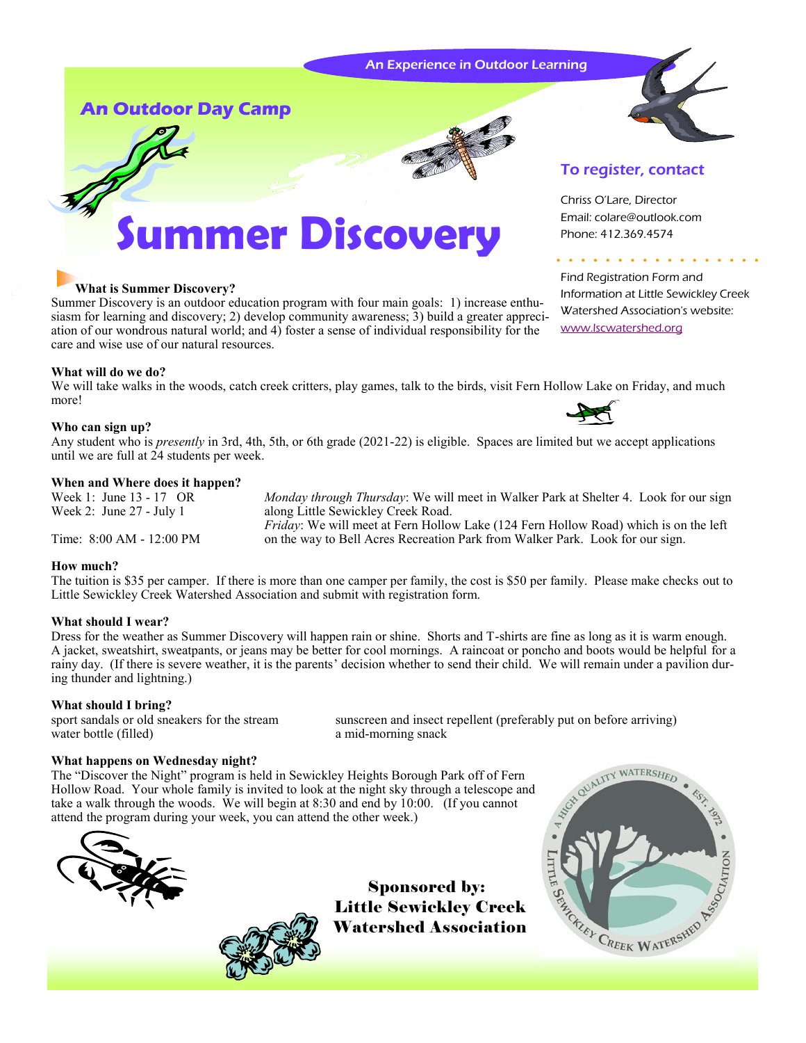An Experience in Outdoor Learning

## An Outdoor Day Camp

# Summer Discovery

### To register, contact

Chriss O'Lare, Director
Email: colare@outlook.com
Phone: 412.369.4574

Find Registration Form and Information at Little Sewickley Creek Watershed Association's website: www.lscwatershed.org

**What is Summer Discovery?**
Summer Discovery is an outdoor education program with four main goals: 1) increase enthusiasm for learning and discovery; 2) develop community awareness; 3) build a greater appreciation of our wondrous natural world; and 4) foster a sense of individual responsibility for the care and wise use of our natural resources.

**What will do we do?**
We will take walks in the woods, catch creek critters, play games, talk to the birds, visit Fern Hollow Lake on Friday, and much more!

**Who can sign up?**
Any student who is *presently* in 3rd, 4th, 5th, or 6th grade (2021-22) is eligible. Spaces are limited but we accept applications until we are full at 24 students per week.

**When and Where does it happen?**
Week 1: June 13 - 17 OR
Week 2: June 27 - July 1

Time: 8:00 AM - 12:00 PM

*Monday through Thursday*: We will meet in Walker Park at Shelter 4. Look for our sign along Little Sewickley Creek Road.
*Friday*: We will meet at Fern Hollow Lake (124 Fern Hollow Road) which is on the left on the way to Bell Acres Recreation Park from Walker Park. Look for our sign.

**How much?**
The tuition is $35 per camper. If there is more than one camper per family, the cost is $50 per family. Please make checks out to Little Sewickley Creek Watershed Association and submit with registration form.

**What should I wear?**
Dress for the weather as Summer Discovery will happen rain or shine. Shorts and T-shirts are fine as long as it is warm enough. A jacket, sweatshirt, sweatpants, or jeans may be better for cool mornings. A raincoat or poncho and boots would be helpful for a rainy day. (If there is severe weather, it is the parents' decision whether to send their child. We will remain under a pavilion during thunder and lightning.)

**What should I bring?**
sport sandals or old sneakers for the stream
water bottle (filled)
sunscreen and insect repellent (preferably put on before arriving)
a mid-morning snack

**What happens on Wednesday night?**
The "Discover the Night" program is held in Sewickley Heights Borough Park off of Fern Hollow Road. Your whole family is invited to look at the night sky through a telescope and take a walk through the woods. We will begin at 8:30 and end by 10:00. (If you cannot attend the program during your week, you can attend the other week.)

**Sponsored by:**
**Little Sewickley Creek Watershed Association**

A High Quality Watershed • Est. 1972 • Little Sewickley Creek Watershed Association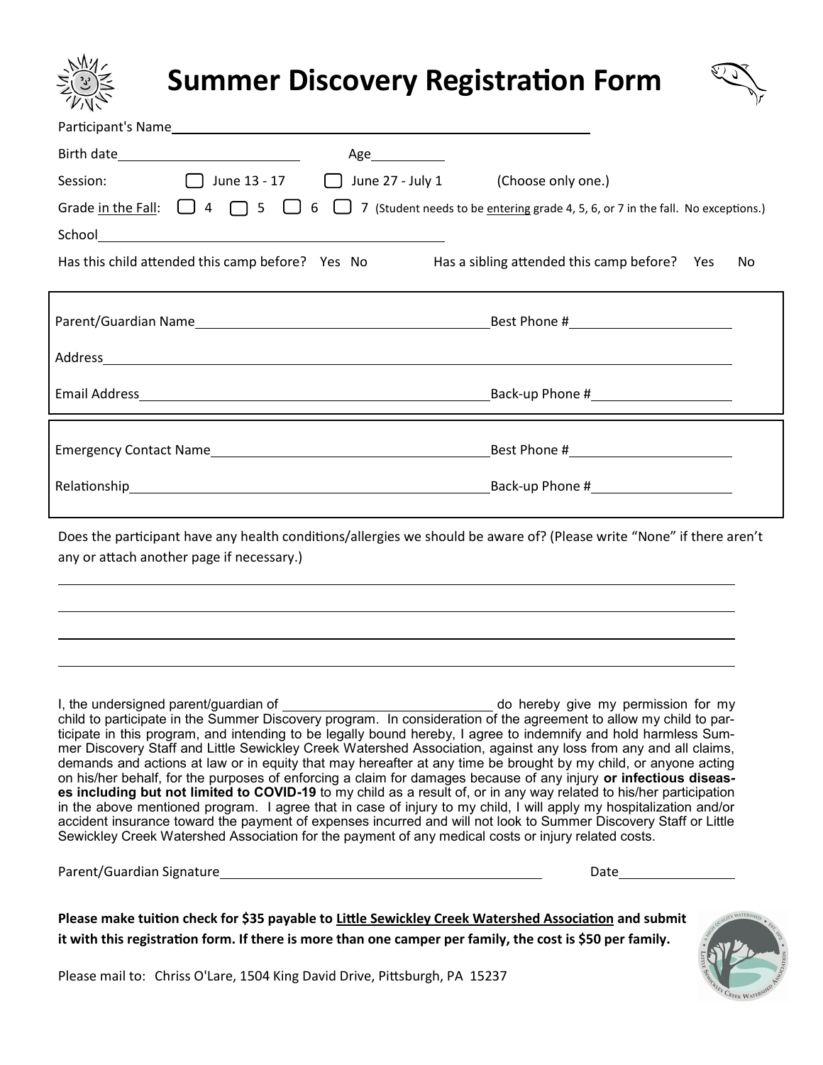# Summer Discovery Registration Form

Participant's Name\_\_\_\_\_\_\_\_\_\_\_\_\_\_\_\_\_\_\_\_\_\_\_\_\_\_\_\_\_\_\_\_\_\_\_\_\_\_\_\_\_\_\_\_

Birth date\_\_\_\_\_\_\_\_\_\_\_\_\_\_\_\_\_\_\_\_ Age\_\_\_\_\_\_\_\_

Session: ☐ June 13 - 17 ☐ June 27 - July 1 (Choose only one.)

Grade in the Fall: ☐ 4 ☐ 5 ☐ 6 ☐ 7 (Student needs to be entering grade 4, 5, 6, or 7 in the fall. No exceptions.)

School\_\_\_\_\_\_\_\_\_\_\_\_\_\_\_\_\_\_\_\_\_\_\_\_\_\_\_\_\_\_\_\_\_\_\_\_

Has this child attended this camp before? Yes No Has a sibling attended this camp before? Yes No

---

Parent/Guardian Name\_\_\_\_\_\_\_\_\_\_\_\_\_\_\_\_\_\_\_\_\_\_\_\_\_\_\_\_\_\_ Best Phone #\_\_\_\_\_\_\_\_\_\_\_\_\_\_\_\_\_\_

Address\_\_\_\_\_\_\_\_\_\_\_\_\_\_\_\_\_\_\_\_\_\_\_\_\_\_\_\_\_\_\_\_\_\_\_\_\_\_\_\_\_\_\_\_\_\_\_\_\_\_\_\_\_\_\_\_\_\_\_\_

Email Address\_\_\_\_\_\_\_\_\_\_\_\_\_\_\_\_\_\_\_\_\_\_\_\_\_\_\_\_\_\_\_\_\_\_\_\_ Back-up Phone #\_\_\_\_\_\_\_\_\_\_\_\_\_\_\_\_

---

Emergency Contact Name\_\_\_\_\_\_\_\_\_\_\_\_\_\_\_\_\_\_\_\_\_\_\_\_\_\_\_\_\_\_ Best Phone #\_\_\_\_\_\_\_\_\_\_\_\_\_\_\_\_\_\_

Relationship\_\_\_\_\_\_\_\_\_\_\_\_\_\_\_\_\_\_\_\_\_\_\_\_\_\_\_\_\_\_\_\_\_\_\_\_\_\_ Back-up Phone #\_\_\_\_\_\_\_\_\_\_\_\_\_\_\_\_

---

Does the participant have any health conditions/allergies we should be aware of? (Please write "None" if there aren't any or attach another page if necessary.)

\_\_\_\_\_\_\_\_\_\_\_\_\_\_\_\_\_\_\_\_\_\_\_\_\_\_\_\_\_\_\_\_\_\_\_\_\_\_\_\_\_\_\_\_\_\_\_\_\_\_\_\_\_\_\_\_\_\_\_\_\_\_\_\_\_\_\_\_\_\_

\_\_\_\_\_\_\_\_\_\_\_\_\_\_\_\_\_\_\_\_\_\_\_\_\_\_\_\_\_\_\_\_\_\_\_\_\_\_\_\_\_\_\_\_\_\_\_\_\_\_\_\_\_\_\_\_\_\_\_\_\_\_\_\_\_\_\_\_\_\_

\_\_\_\_\_\_\_\_\_\_\_\_\_\_\_\_\_\_\_\_\_\_\_\_\_\_\_\_\_\_\_\_\_\_\_\_\_\_\_\_\_\_\_\_\_\_\_\_\_\_\_\_\_\_\_\_\_\_\_\_\_\_\_\_\_\_\_\_\_\_

\_\_\_\_\_\_\_\_\_\_\_\_\_\_\_\_\_\_\_\_\_\_\_\_\_\_\_\_\_\_\_\_\_\_\_\_\_\_\_\_\_\_\_\_\_\_\_\_\_\_\_\_\_\_\_\_\_\_\_\_\_\_\_\_\_\_\_\_\_\_

I, the undersigned parent/guardian of \_\_\_\_\_\_\_\_\_\_\_\_\_\_\_\_\_\_\_\_\_\_\_\_\_\_\_\_ do hereby give my permission for my child to participate in the Summer Discovery program. In consideration of the agreement to allow my child to participate in this program, and intending to be legally bound hereby, I agree to indemnify and hold harmless Summer Discovery Staff and Little Sewickley Creek Watershed Association, against any loss from any and all claims, demands and actions at law or in equity that may hereafter at any time be brought by my child, or anyone acting on his/her behalf, for the purposes of enforcing a claim for damages because of any injury **or infectious diseases including but not limited to COVID-19** to my child as a result of, or in any way related to his/her participation in the above mentioned program. I agree that in case of injury to my child, I will apply my hospitalization and/or accident insurance toward the payment of expenses incurred and will not look to Summer Discovery Staff or Little Sewickley Creek Watershed Association for the payment of any medical costs or injury related costs.

Parent/Guardian Signature\_\_\_\_\_\_\_\_\_\_\_\_\_\_\_\_\_\_\_\_\_\_\_\_\_\_\_\_\_\_\_\_\_\_\_\_\_\_ Date\_\_\_\_\_\_\_\_\_\_\_\_\_\_

**Please make tuition check for $35 payable to Little Sewickley Creek Watershed Association and submit it with this registration form. If there is more than one camper per family, the cost is $50 per family.**

Please mail to: Chriss O'Lare, 1504 King David Drive, Pittsburgh, PA 15237